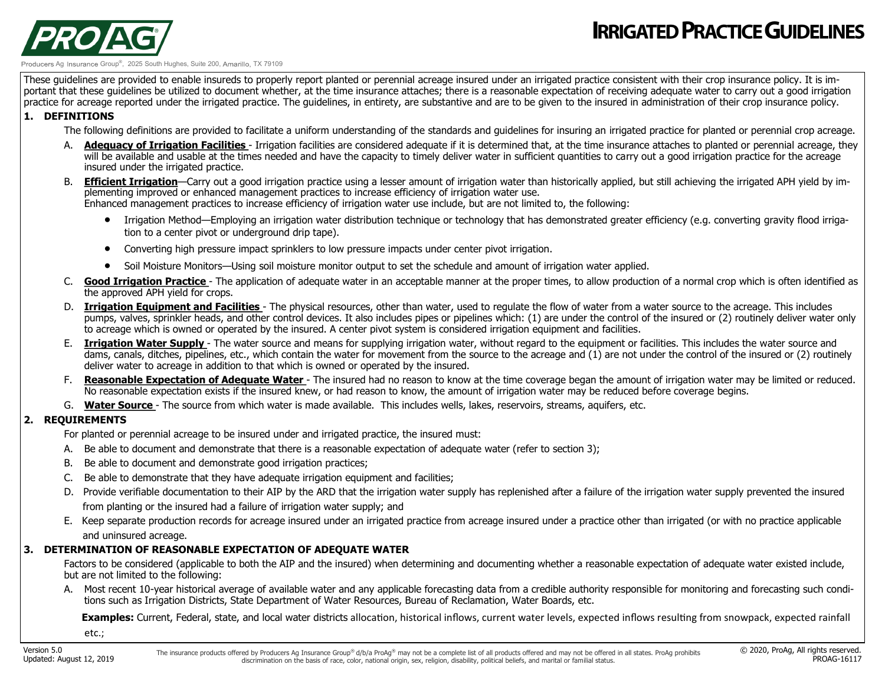# IRRIGATED PRACTICE GUIDELINES

Producers Ag Insurance Group®, 2025 South Hughes, Suite 200, Amarillo, TX 79109

These guidelines are provided to enable insureds to properly report planted or perennial acreage insured under an irrigated practice consistent with their crop insurance policy. It is important that these guidelines be utilized to document whether, at the time insurance attaches; there is a reasonable expectation of receiving adequate water to carry out a good irrigation practice for acreage reported under the irrigated practice. The guidelines, in entirety, are substantive and are to be given to the insured in administration of their crop insurance policy.

## 1. DEFINITIONS

The following definitions are provided to facilitate a uniform understanding of the standards and guidelines for insuring an irrigated practice for planted or perennial crop acreage.

A. **Adequacy of Irrigation Facilities** - Irrigation facilities are considered adequate if it is determined that, at the time insurance attaches to planted or perennial acreage, they will be available and usable at the times needed and have the capacity to timely deliver water in sufficient quantities to carry out a good irrigation practice for the acreage insured under the irrigated practice.

B. **Efficient Irrigation**—Carry out a good irrigation practice using a lesser amount of irrigation water than historically applied, but still achieving the irrigated APH yield by implementing improved or enhanced management practices to increase efficiency of irrigation water use.
Enhanced management practices to increase efficiency of irrigation water use include, but are not limited to, the following:

- Irrigation Method—Employing an irrigation water distribution technique or technology that has demonstrated greater efficiency (e.g. converting gravity flood irrigation to a center pivot or underground drip tape).
- Converting high pressure impact sprinklers to low pressure impacts under center pivot irrigation.
- Soil Moisture Monitors—Using soil moisture monitor output to set the schedule and amount of irrigation water applied.

C. **Good Irrigation Practice** - The application of adequate water in an acceptable manner at the proper times, to allow production of a normal crop which is often identified as the approved APH yield for crops.

D. **Irrigation Equipment and Facilities** - The physical resources, other than water, used to regulate the flow of water from a water source to the acreage. This includes pumps, valves, sprinkler heads, and other control devices. It also includes pipes or pipelines which: (1) are under the control of the insured or (2) routinely deliver water only to acreage which is owned or operated by the insured. A center pivot system is considered irrigation equipment and facilities.

E. **Irrigation Water Supply** - The water source and means for supplying irrigation water, without regard to the equipment or facilities. This includes the water source and dams, canals, ditches, pipelines, etc., which contain the water for movement from the source to the acreage and (1) are not under the control of the insured or (2) routinely deliver water to acreage in addition to that which is owned or operated by the insured.

F. **Reasonable Expectation of Adequate Water** - The insured had no reason to know at the time coverage began the amount of irrigation water may be limited or reduced. No reasonable expectation exists if the insured knew, or had reason to know, the amount of irrigation water may be reduced before coverage begins.

G. **Water Source** - The source from which water is made available. This includes wells, lakes, reservoirs, streams, aquifers, etc.

## 2. REQUIREMENTS

For planted or perennial acreage to be insured under and irrigated practice, the insured must:

A. Be able to document and demonstrate that there is a reasonable expectation of adequate water (refer to section 3);

B. Be able to document and demonstrate good irrigation practices;

C. Be able to demonstrate that they have adequate irrigation equipment and facilities;

D. Provide verifiable documentation to their AIP by the ARD that the irrigation water supply has replenished after a failure of the irrigation water supply prevented the insured from planting or the insured had a failure of irrigation water supply; and

E. Keep separate production records for acreage insured under an irrigated practice from acreage insured under a practice other than irrigated (or with no practice applicable and uninsured acreage.

## 3. DETERMINATION OF REASONABLE EXPECTATION OF ADEQUATE WATER

Factors to be considered (applicable to both the AIP and the insured) when determining and documenting whether a reasonable expectation of adequate water existed include, but are not limited to the following:

A. Most recent 10-year historical average of available water and any applicable forecasting data from a credible authority responsible for monitoring and forecasting such conditions such as Irrigation Districts, State Department of Water Resources, Bureau of Reclamation, Water Boards, etc.

**Examples:** Current, Federal, state, and local water districts allocation, historical inflows, current water levels, expected inflows resulting from snowpack, expected rainfall etc.;

Version 5.0
Updated: August 12, 2019

The insurance products offered by Producers Ag Insurance Group® d/b/a ProAg® may not be a complete list of all products offered and may not be offered in all states. ProAg prohibits discrimination on the basis of race, color, national origin, sex, religion, disability, political beliefs, and marital or familial status.

© 2020, ProAg, All rights reserved.
PROAG-16117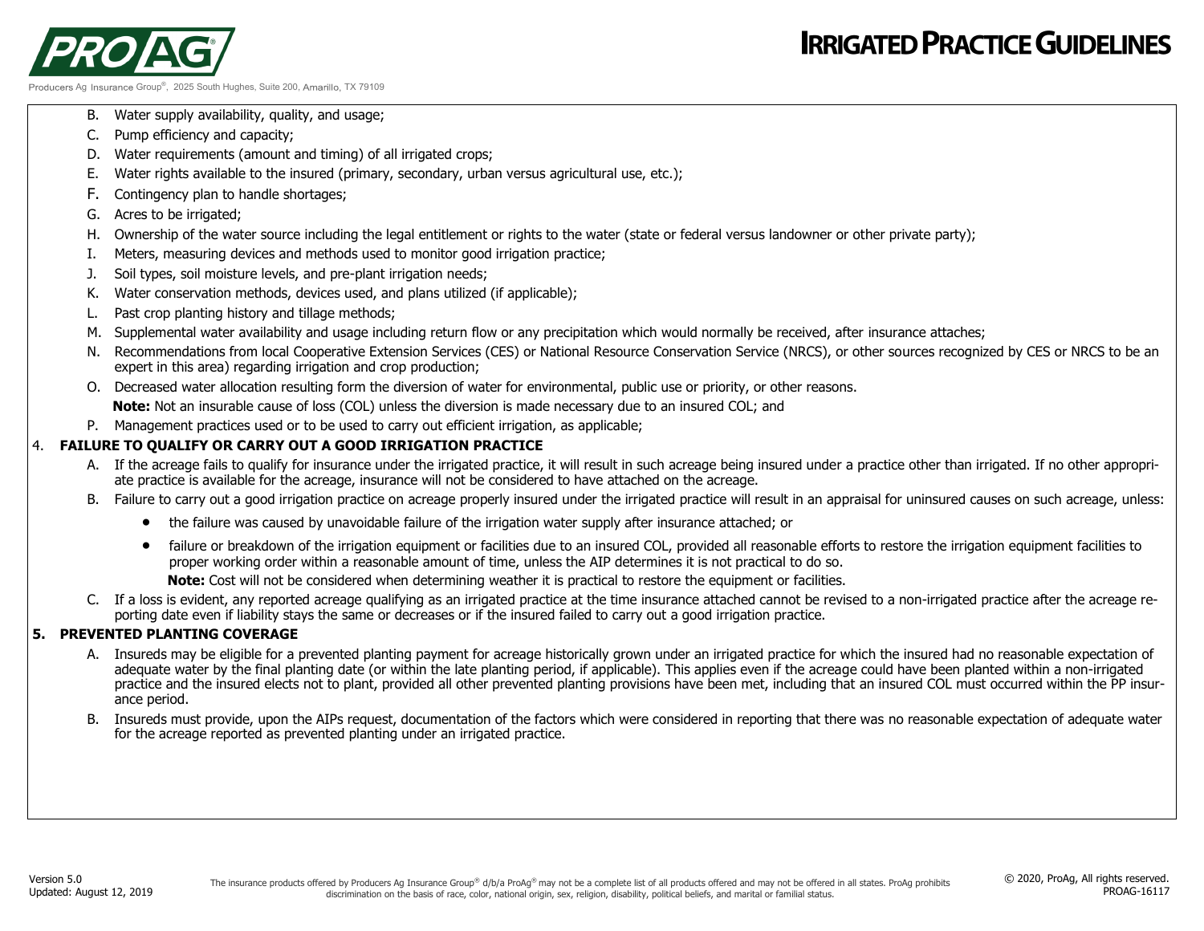B. Water supply availability, quality, and usage;
C. Pump efficiency and capacity;
D. Water requirements (amount and timing) of all irrigated crops;
E. Water rights available to the insured (primary, secondary, urban versus agricultural use, etc.);
F. Contingency plan to handle shortages;
G. Acres to be irrigated;
H. Ownership of the water source including the legal entitlement or rights to the water (state or federal versus landowner or other private party);
I. Meters, measuring devices and methods used to monitor good irrigation practice;
J. Soil types, soil moisture levels, and pre-plant irrigation needs;
K. Water conservation methods, devices used, and plans utilized (if applicable);
L. Past crop planting history and tillage methods;
M. Supplemental water availability and usage including return flow or any precipitation which would normally be received, after insurance attaches;
N. Recommendations from local Cooperative Extension Services (CES) or National Resource Conservation Service (NRCS), or other sources recognized by CES or NRCS to be an expert in this area) regarding irrigation and crop production;
O. Decreased water allocation resulting form the diversion of water for environmental, public use or priority, or other reasons.

**Note:** Not an insurable cause of loss (COL) unless the diversion is made necessary due to an insured COL; and

P. Management practices used or to be used to carry out efficient irrigation, as applicable;

## 4. FAILURE TO QUALIFY OR CARRY OUT A GOOD IRRIGATION PRACTICE

A. If the acreage fails to qualify for insurance under the irrigated practice, it will result in such acreage being insured under a practice other than irrigated. If no other appropriate practice is available for the acreage, insurance will not be considered to have attached on the acreage.

B. Failure to carry out a good irrigation practice on acreage properly insured under the irrigated practice will result in an appraisal for uninsured causes on such acreage, unless:

- the failure was caused by unavoidable failure of the irrigation water supply after insurance attached; or
- failure or breakdown of the irrigation equipment or facilities due to an insured COL, provided all reasonable efforts to restore the irrigation equipment facilities to proper working order within a reasonable amount of time, unless the AIP determines it is not practical to do so.

  **Note:** Cost will not be considered when determining weather it is practical to restore the equipment or facilities.

C. If a loss is evident, any reported acreage qualifying as an irrigated practice at the time insurance attached cannot be revised to a non-irrigated practice after the acreage reporting date even if liability stays the same or decreases or if the insured failed to carry out a good irrigation practice.

## 5. PREVENTED PLANTING COVERAGE

A. Insureds may be eligible for a prevented planting payment for acreage historically grown under an irrigated practice for which the insured had no reasonable expectation of adequate water by the final planting date (or within the late planting period, if applicable). This applies even if the acreage could have been planted within a non-irrigated practice and the insured elects not to plant, provided all other prevented planting provisions have been met, including that an insured COL must occurred within the PP insurance period.

B. Insureds must provide, upon the AIPs request, documentation of the factors which were considered in reporting that there was no reasonable expectation of adequate water for the acreage reported as prevented planting under an irrigated practice.